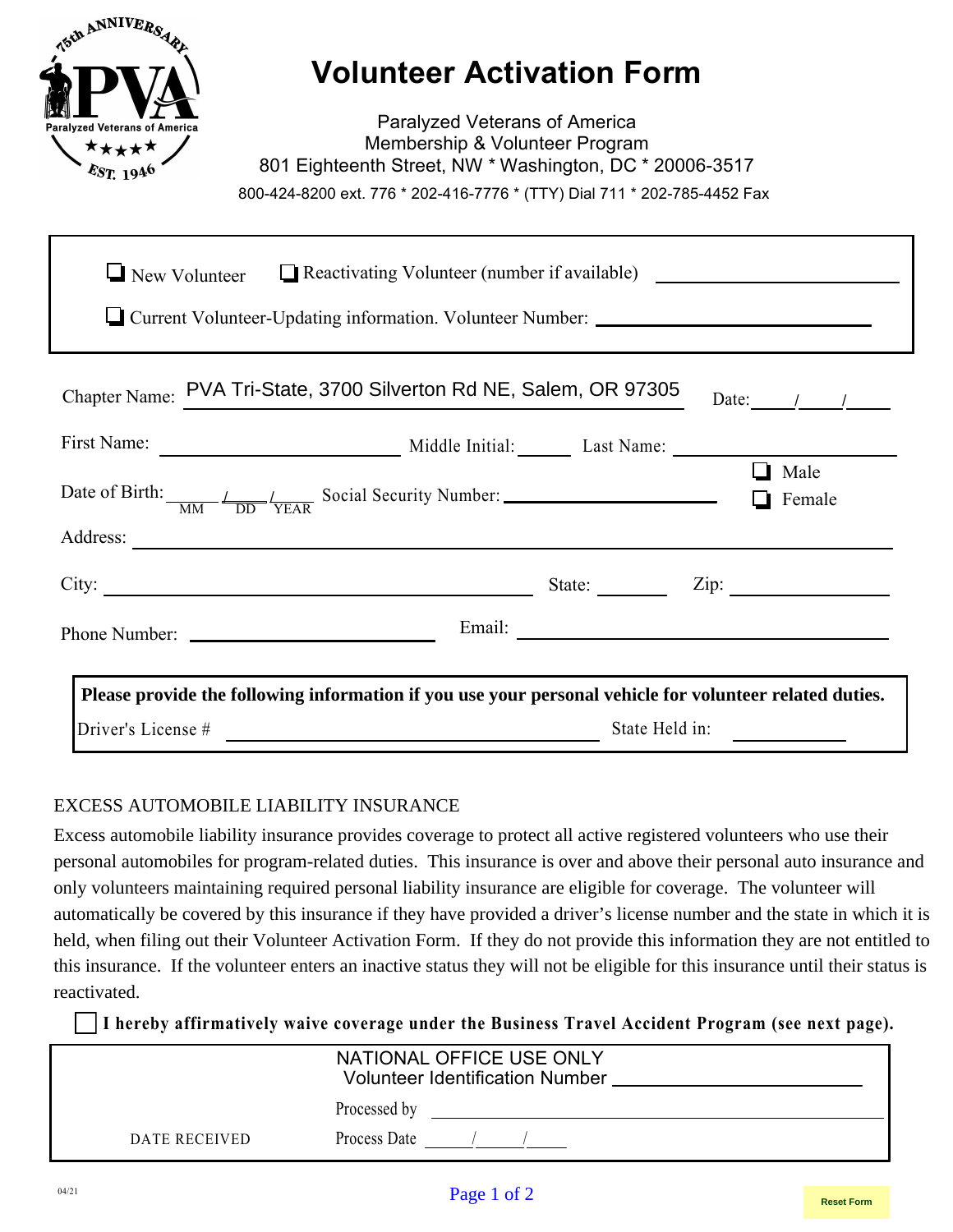# Volunteer Activation Form

Paralyzed Veterans of America
Membership & Volunteer Program
801 Eighteenth Street, NW * Washington, DC * 20006-3517
800-424-8200 ext. 776 * 202-416-7776 * (TTY) Dial 711 * 202-785-4452 Fax

- ☐ New Volunteer
- ☐ Reactivating Volunteer (number if available) ______________________
- ☐ Current Volunteer-Updating information. Volunteer Number: ______________________

Chapter Name: PVA Tri-State, 3700 Silverton Rd NE, Salem, OR 97305 Date: ____/____/____

First Name: ______________________ Middle Initial: ______ Last Name: ______________________

Date of Birth: ____/____/____ (MM / DD / YEAR) Social Security Number: ______________________

☐ Male
☐ Female

Address: ______________________________________________

City: ______________________ State: ________ Zip: ______________

Phone Number: ______________________ Email: ______________________

**Please provide the following information if you use your personal vehicle for volunteer related duties.**

Driver's License # ______________________ State Held in: __________

## EXCESS AUTOMOBILE LIABILITY INSURANCE

Excess automobile liability insurance provides coverage to protect all active registered volunteers who use their personal automobiles for program-related duties. This insurance is over and above their personal auto insurance and only volunteers maintaining required personal liability insurance are eligible for coverage. The volunteer will automatically be covered by this insurance if they have provided a driver's license number and the state in which it is held, when filing out their Volunteer Activation Form. If they do not provide this information they are not entitled to this insurance. If the volunteer enters an inactive status they will not be eligible for this insurance until their status is reactivated.

☐ **I hereby affirmatively waive coverage under the Business Travel Accident Program (see next page).**

NATIONAL OFFICE USE ONLY
Volunteer Identification Number ______________________

Processed by ______________________

DATE RECEIVED

Process Date ____/____/____

04/21

Reset Form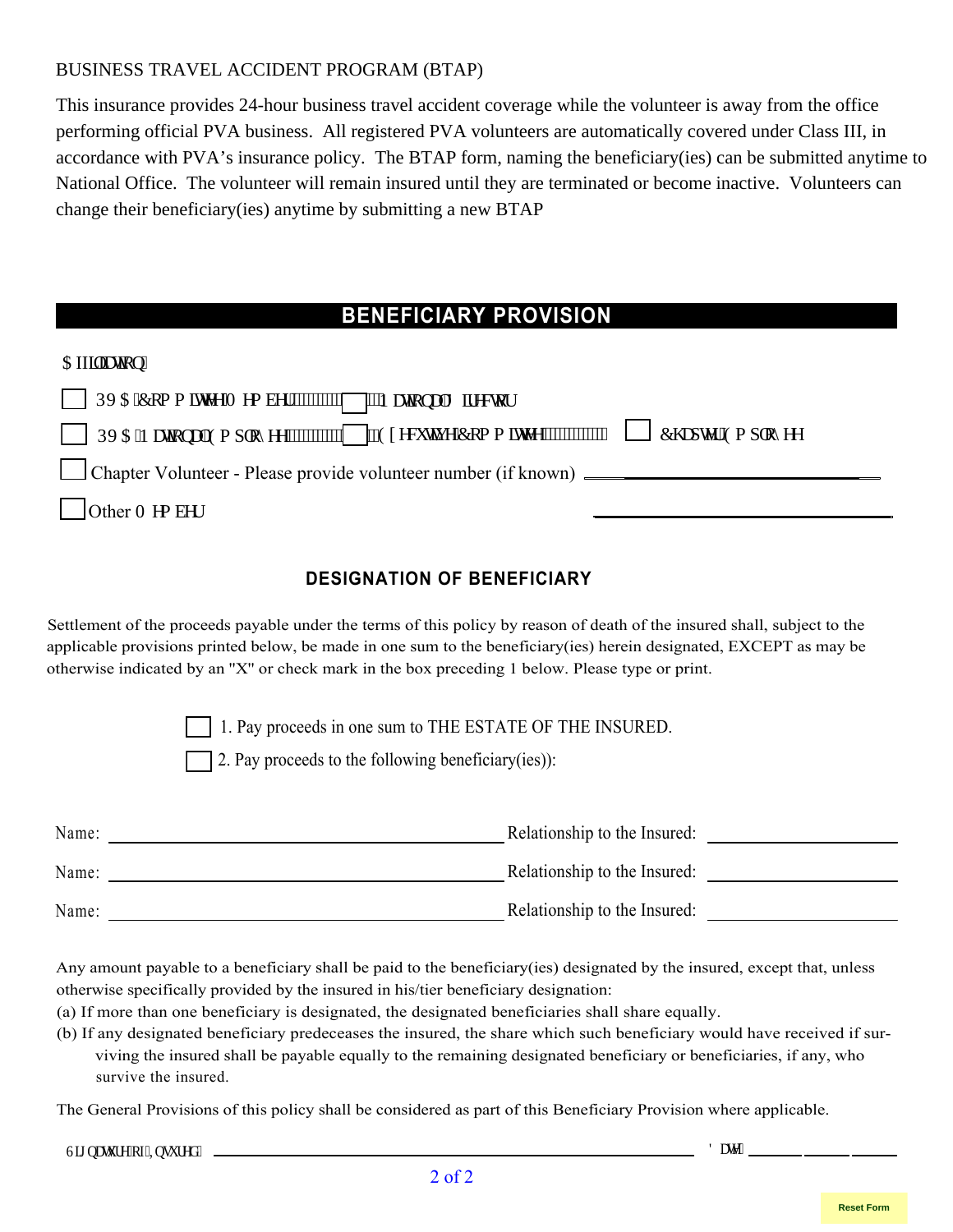BUSINESS TRAVEL ACCIDENT PROGRAM (BTAP)

This insurance provides 24-hour business travel accident coverage while the volunteer is away from the office performing official PVA business. All registered PVA volunteers are automatically covered under Class III, in accordance with PVA's insurance policy. The BTAP form, naming the beneficiary(ies) can be submitted anytime to National Office. The volunteer will remain insured until they are terminated or become inactive. Volunteers can change their beneficiary(ies) anytime by submitting a new BTAP

## BENEFICIARY PROVISION

Affiliation

☐ PVA Committee Member ☐ National Director

☐ PVA National Employee ☐ Executive Committee ☐ Chapter Employee

☐ Chapter Volunteer - Please provide volunteer number (if known) ____________________

☐ Other Member ____________________

### DESIGNATION OF BENEFICIARY

Settlement of the proceeds payable under the terms of this policy by reason of death of the insured shall, subject to the applicable provisions printed below, be made in one sum to the beneficiary(ies) herein designated, EXCEPT as may be otherwise indicated by an "X" or check mark in the box preceding 1 below. Please type or print.

☐ 1. Pay proceeds in one sum to THE ESTATE OF THE INSURED.

☐ 2. Pay proceeds to the following beneficiary(ies)):

Name: ____________________ Relationship to the Insured: ____________________

Name: ____________________ Relationship to the Insured: ____________________

Name: ____________________ Relationship to the Insured: ____________________

Any amount payable to a beneficiary shall be paid to the beneficiary(ies) designated by the insured, except that, unless otherwise specifically provided by the insured in his/tier beneficiary designation:

(a) If more than one beneficiary is designated, the designated beneficiaries shall share equally.

(b) If any designated beneficiary predeceases the insured, the share which such beneficiary would have received if surviving the insured shall be payable equally to the remaining designated beneficiary or beneficiaries, if any, who survive the insured.

The General Provisions of this policy shall be considered as part of this Beneficiary Provision where applicable.

Signature of Insured ____________________ Date ______ ______ ______